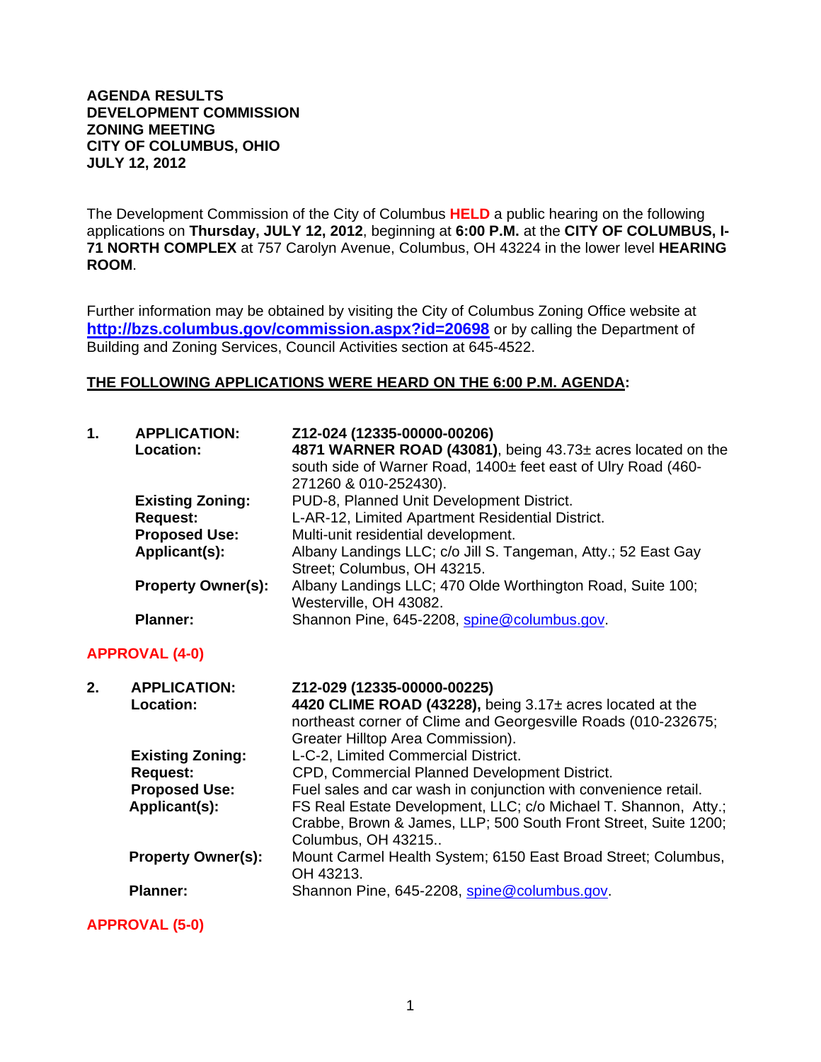**AGENDA RESULTS**
**DEVELOPMENT COMMISSION**
**ZONING MEETING**
**CITY OF COLUMBUS, OHIO**
**JULY 12, 2012**

The Development Commission of the City of Columbus **HELD** a public hearing on the following applications on **Thursday, JULY 12, 2012**, beginning at **6:00 P.M.** at the **CITY OF COLUMBUS, I-71 NORTH COMPLEX** at 757 Carolyn Avenue, Columbus, OH 43224 in the lower level **HEARING ROOM**.

Further information may be obtained by visiting the City of Columbus Zoning Office website at **http://bzs.columbus.gov/commission.aspx?id=20698** or by calling the Department of Building and Zoning Services, Council Activities section at 645-4522.

**THE FOLLOWING APPLICATIONS WERE HEARD ON THE 6:00 P.M. AGENDA:**

**1. APPLICATION:** **Z12-024 (12335-00000-00206)**
**Location:** **4871 WARNER ROAD (43081)**, being 43.73± acres located on the south side of Warner Road, 1400± feet east of Ulry Road (460-271260 & 010-252430).
**Existing Zoning:** PUD-8, Planned Unit Development District.
**Request:** L-AR-12, Limited Apartment Residential District.
**Proposed Use:** Multi-unit residential development.
**Applicant(s):** Albany Landings LLC; c/o Jill S. Tangeman, Atty.; 52 East Gay Street; Columbus, OH 43215.
**Property Owner(s):** Albany Landings LLC; 470 Olde Worthington Road, Suite 100; Westerville, OH 43082.
**Planner:** Shannon Pine, 645-2208, spine@columbus.gov.

**APPROVAL (4-0)**

**2. APPLICATION:** **Z12-029 (12335-00000-00225)**
**Location:** **4420 CLIME ROAD (43228),** being 3.17± acres located at the northeast corner of Clime and Georgesville Roads (010-232675; Greater Hilltop Area Commission).
**Existing Zoning:** L-C-2, Limited Commercial District.
**Request:** CPD, Commercial Planned Development District.
**Proposed Use:** Fuel sales and car wash in conjunction with convenience retail.
**Applicant(s):** FS Real Estate Development, LLC; c/o Michael T. Shannon, Atty.; Crabbe, Brown & James, LLP; 500 South Front Street, Suite 1200; Columbus, OH 43215..
**Property Owner(s):** Mount Carmel Health System; 6150 East Broad Street; Columbus, OH 43213.
**Planner:** Shannon Pine, 645-2208, spine@columbus.gov.

**APPROVAL (5-0)**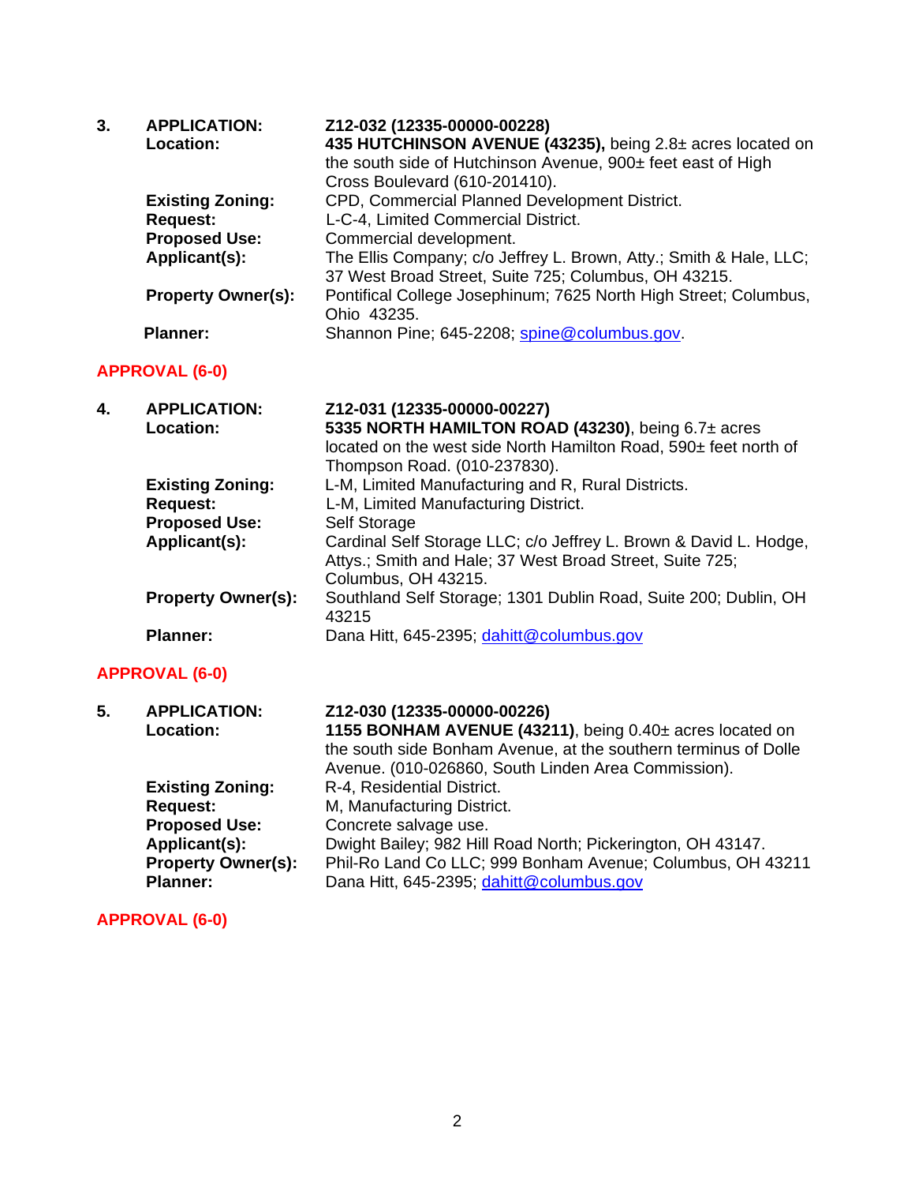**3. APPLICATION:** **Z12-032 (12335-00000-00228)**

**Location:** **435 HUTCHINSON AVENUE (43235),** being 2.8± acres located on the south side of Hutchinson Avenue, 900± feet east of High Cross Boulevard (610-201410).

**Existing Zoning:** CPD, Commercial Planned Development District.

**Request:** L-C-4, Limited Commercial District.

**Proposed Use:** Commercial development.

**Applicant(s):** The Ellis Company; c/o Jeffrey L. Brown, Atty.; Smith & Hale, LLC; 37 West Broad Street, Suite 725; Columbus, OH 43215.

**Property Owner(s):** Pontifical College Josephinum; 7625 North High Street; Columbus, Ohio 43235.

**Planner:** Shannon Pine; 645-2208; spine@columbus.gov.

**APPROVAL (6-0)**

**4. APPLICATION:** **Z12-031 (12335-00000-00227)**

**Location:** **5335 NORTH HAMILTON ROAD (43230)**, being 6.7± acres located on the west side North Hamilton Road, 590± feet north of Thompson Road. (010-237830).

**Existing Zoning:** L-M, Limited Manufacturing and R, Rural Districts.

**Request:** L-M, Limited Manufacturing District.

**Proposed Use:** Self Storage

**Applicant(s):** Cardinal Self Storage LLC; c/o Jeffrey L. Brown & David L. Hodge, Attys.; Smith and Hale; 37 West Broad Street, Suite 725; Columbus, OH 43215.

**Property Owner(s):** Southland Self Storage; 1301 Dublin Road, Suite 200; Dublin, OH 43215

**Planner:** Dana Hitt, 645-2395; dahitt@columbus.gov

**APPROVAL (6-0)**

**5. APPLICATION:** **Z12-030 (12335-00000-00226)**

**Location:** **1155 BONHAM AVENUE (43211)**, being 0.40± acres located on the south side Bonham Avenue, at the southern terminus of Dolle Avenue. (010-026860, South Linden Area Commission).

**Existing Zoning:** R-4, Residential District.

**Request:** M, Manufacturing District.

**Proposed Use:** Concrete salvage use.

**Applicant(s):** Dwight Bailey; 982 Hill Road North; Pickerington, OH 43147.

**Property Owner(s):** Phil-Ro Land Co LLC; 999 Bonham Avenue; Columbus, OH 43211

**Planner:** Dana Hitt, 645-2395; dahitt@columbus.gov

**APPROVAL (6-0)**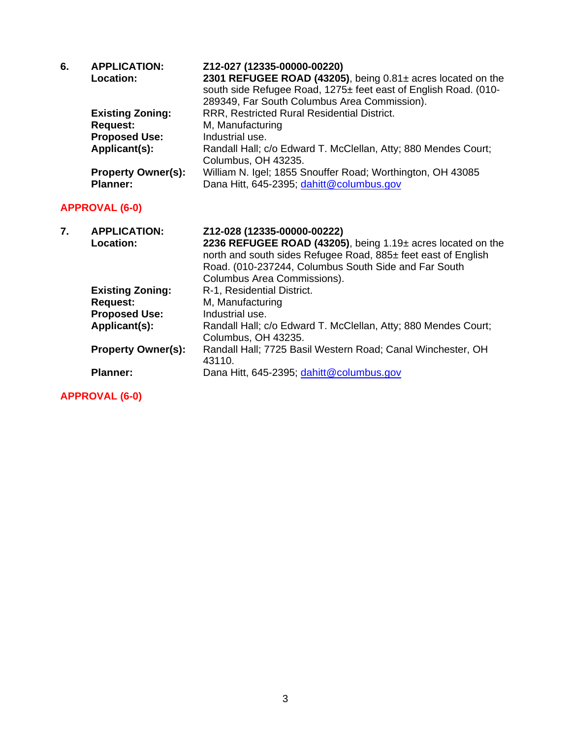**6.** **APPLICATION:** **Z12-027 (12335-00000-00220)**

**Location:** **2301 REFUGEE ROAD (43205)**, being 0.81± acres located on the south side Refugee Road, 1275± feet east of English Road. (010-289349, Far South Columbus Area Commission).

**Existing Zoning:** RRR, Restricted Rural Residential District.

**Request:** M, Manufacturing

**Proposed Use:** Industrial use.

**Applicant(s):** Randall Hall; c/o Edward T. McClellan, Atty; 880 Mendes Court; Columbus, OH 43235.

**Property Owner(s):** William N. Igel; 1855 Snouffer Road; Worthington, OH 43085

**Planner:** Dana Hitt, 645-2395; dahitt@columbus.gov

**APPROVAL (6-0)**

**7.** **APPLICATION:** **Z12-028 (12335-00000-00222)**

**Location:** **2236 REFUGEE ROAD (43205)**, being 1.19± acres located on the north and south sides Refugee Road, 885± feet east of English Road. (010-237244, Columbus South Side and Far South Columbus Area Commissions).

**Existing Zoning:** R-1, Residential District.

**Request:** M, Manufacturing

**Proposed Use:** Industrial use.

**Applicant(s):** Randall Hall; c/o Edward T. McClellan, Atty; 880 Mendes Court; Columbus, OH 43235.

**Property Owner(s):** Randall Hall; 7725 Basil Western Road; Canal Winchester, OH 43110.

**Planner:** Dana Hitt, 645-2395; dahitt@columbus.gov

**APPROVAL (6-0)**